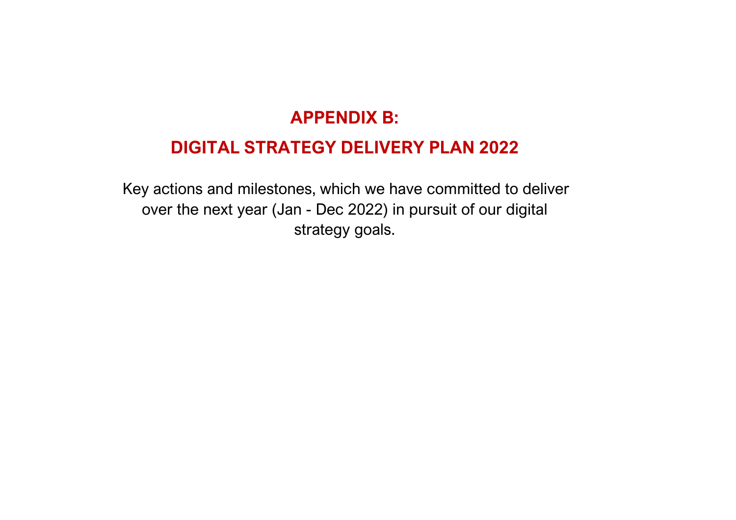# APPENDIX B:

# DIGITAL STRATEGY DELIVERY PLAN 2022

Key actions and milestones, which we have committed to deliver over the next year (Jan - Dec 2022) in pursuit of our digital strategy goals.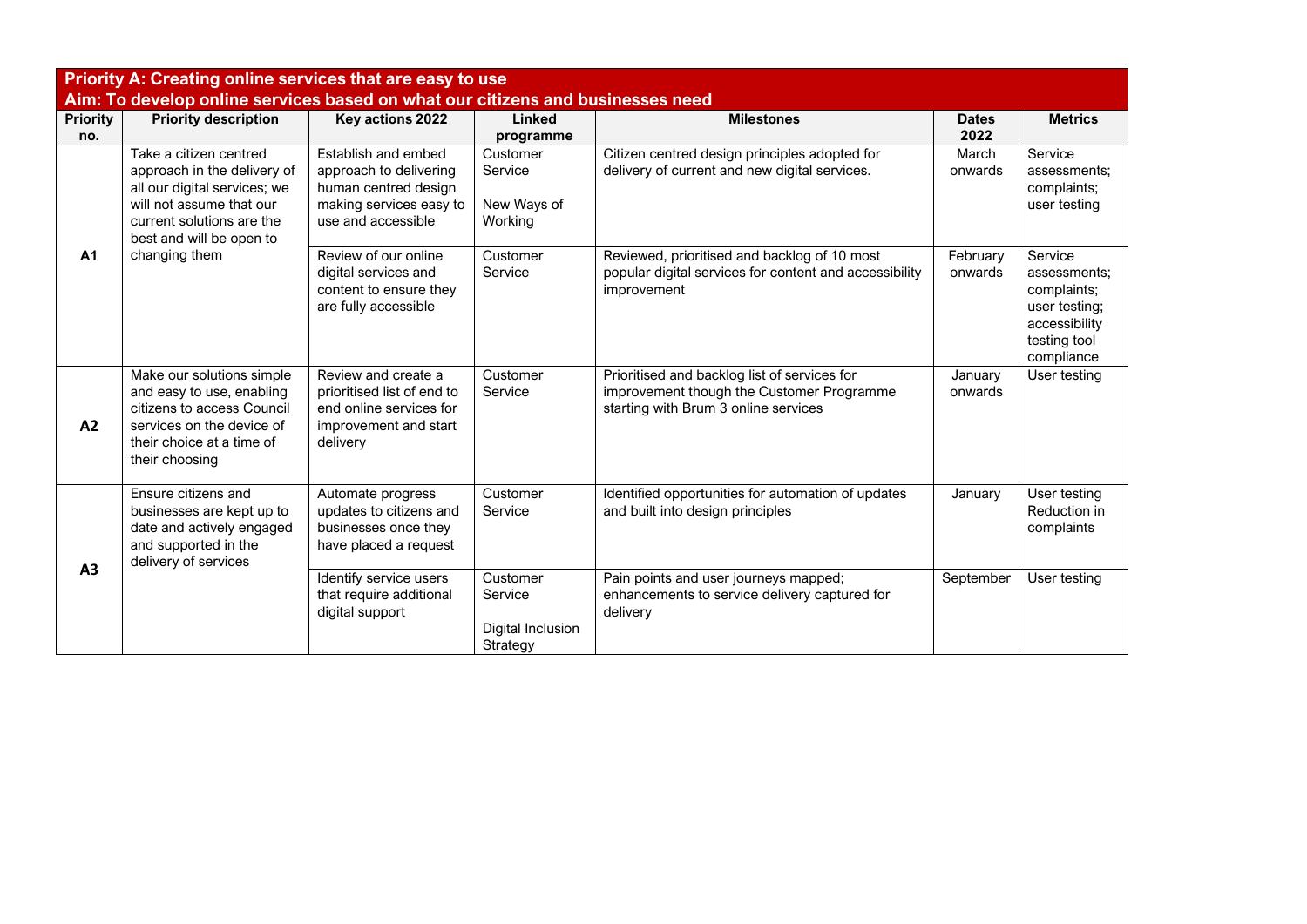**Priority A: Creating online services that are easy to use**
**Aim: To develop online services based on what our citizens and businesses need**

| Priority no. | Priority description | Key actions 2022 | Linked programme | Milestones | Dates 2022 | Metrics |
|---|---|---|---|---|---|---|
| **A1** | Take a citizen centred approach in the delivery of all our digital services; we will not assume that our current solutions are the best and will be open to changing them | Establish and embed approach to delivering human centred design making services easy to use and accessible | Customer Service<br><br>New Ways of Working | Citizen centred design principles adopted for delivery of current and new digital services. | March onwards | Service assessments; complaints; user testing |
| | | Review of our online digital services and content to ensure they are fully accessible | Customer Service | Reviewed, prioritised and backlog of 10 most popular digital services for content and accessibility improvement | February onwards | Service assessments; complaints; user testing; accessibility testing tool compliance |
| **A2** | Make our solutions simple and easy to use, enabling citizens to access Council services on the device of their choice at a time of their choosing | Review and create a prioritised list of end to end online services for improvement and start delivery | Customer Service | Prioritised and backlog list of services for improvement though the Customer Programme starting with Brum 3 online services | January onwards | User testing |
| **A3** | Ensure citizens and businesses are kept up to date and actively engaged and supported in the delivery of services | Automate progress updates to citizens and businesses once they have placed a request | Customer Service | Identified opportunities for automation of updates and built into design principles | January | User testing Reduction in complaints |
| | | Identify service users that require additional digital support | Customer Service<br><br>Digital Inclusion Strategy | Pain points and user journeys mapped; enhancements to service delivery captured for delivery | September | User testing |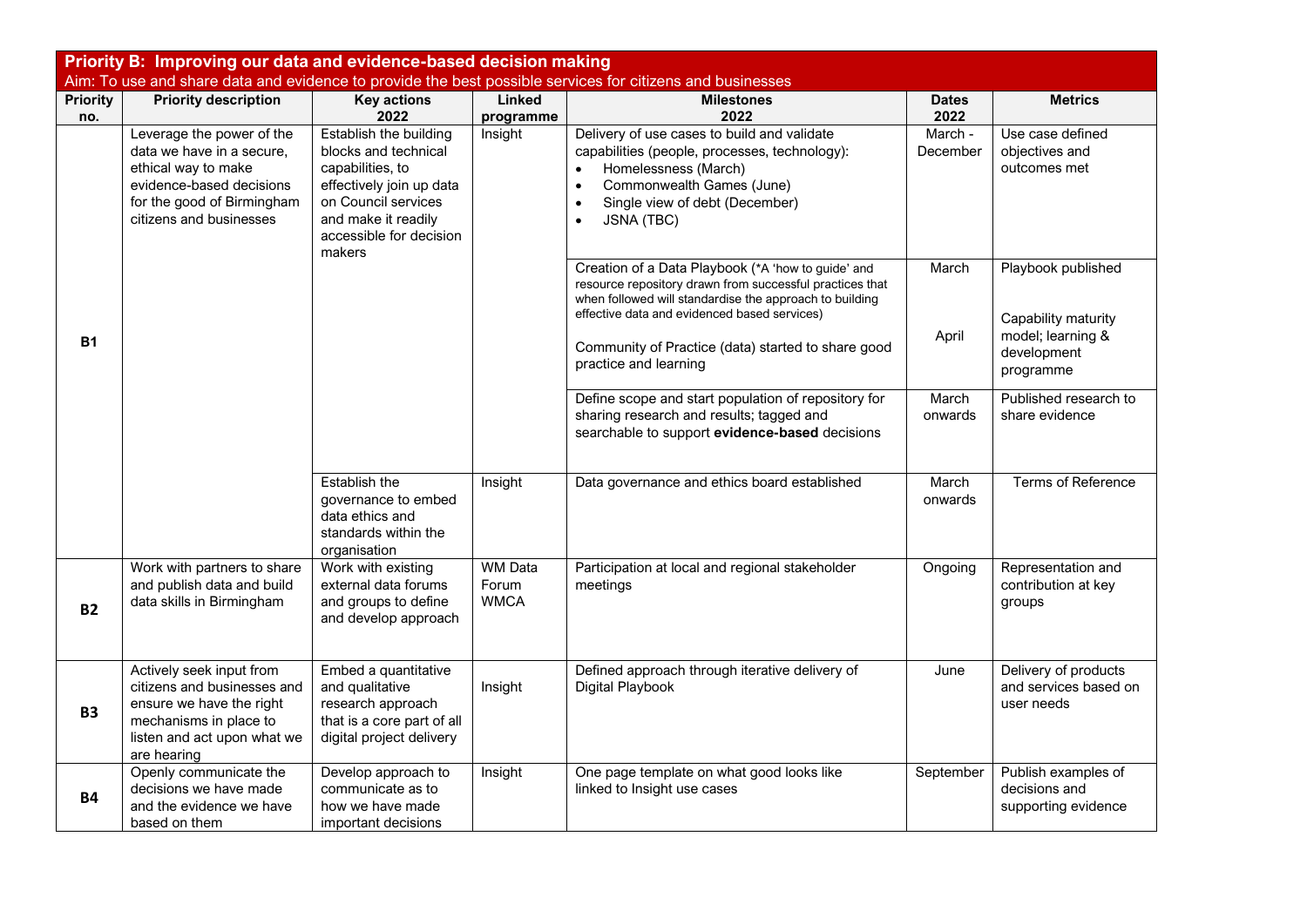## Priority B: Improving our data and evidence-based decision making

Aim: To use and share data and evidence to provide the best possible services for citizens and businesses

| Priority no. | Priority description | Key actions 2022 | Linked programme | Milestones 2022 | Dates 2022 | Metrics |
|---|---|---|---|---|---|---|
| B1 | Leverage the power of the data we have in a secure, ethical way to make evidence-based decisions for the good of Birmingham citizens and businesses | Establish the building blocks and technical capabilities, to effectively join up data on Council services and make it readily accessible for decision makers | Insight | Delivery of use cases to build and validate capabilities (people, processes, technology): <br>• Homelessness (March) <br>• Commonwealth Games (June) <br>• Single view of debt (December) <br>• JSNA (TBC) | March - December | Use case defined objectives and outcomes met |
| | | | | Creation of a Data Playbook (*A 'how to guide' and resource repository drawn from successful practices that when followed will standardise the approach to building effective data and evidenced based services) | March | Playbook published |
| | | | | Community of Practice (data) started to share good practice and learning | April | Capability maturity model; learning & development programme |
| | | | | Define scope and start population of repository for sharing research and results; tagged and searchable to support **evidence-based** decisions | March onwards | Published research to share evidence |
| | | Establish the governance to embed data ethics and standards within the organisation | Insight | Data governance and ethics board established | March onwards | Terms of Reference |
| B2 | Work with partners to share and publish data and build data skills in Birmingham | Work with existing external data forums and groups to define and develop approach | WM Data Forum WMCA | Participation at local and regional stakeholder meetings | Ongoing | Representation and contribution at key groups |
| B3 | Actively seek input from citizens and businesses and ensure we have the right mechanisms in place to listen and act upon what we are hearing | Embed a quantitative and qualitative research approach that is a core part of all digital project delivery | Insight | Defined approach through iterative delivery of Digital Playbook | June | Delivery of products and services based on user needs |
| B4 | Openly communicate the decisions we have made and the evidence we have based on them | Develop approach to communicate as to how we have made important decisions | Insight | One page template on what good looks like linked to Insight use cases | September | Publish examples of decisions and supporting evidence |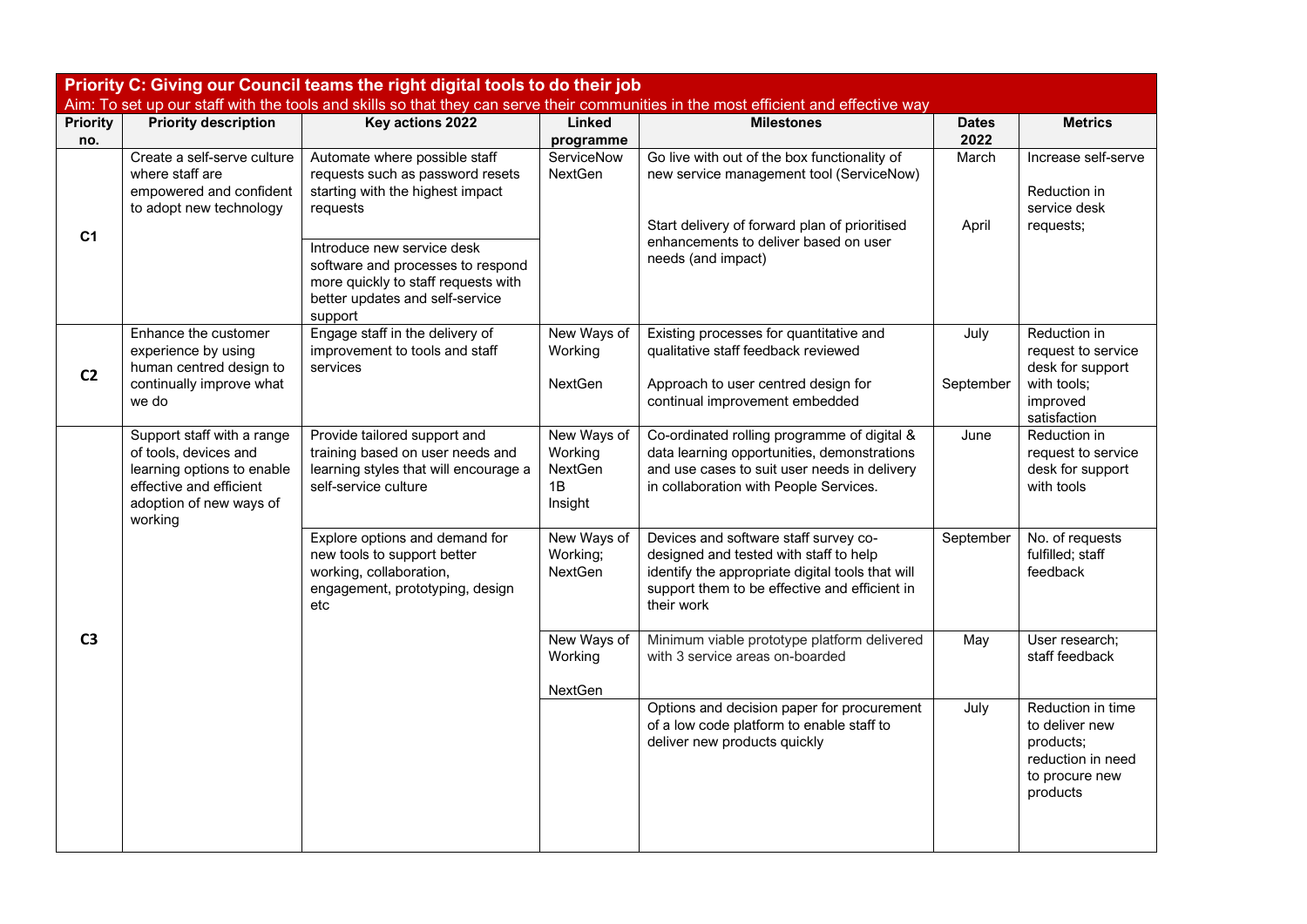| Priority C: Giving our Council teams the right digital tools to do their job<br>Aim: To set up our staff with the tools and skills so that they can serve their communities in the most efficient and effective way | | | | | | |
|---|---|---|---|---|---|---|
| **Priority no.** | **Priority description** | **Key actions 2022** | **Linked programme** | **Milestones** | **Dates 2022** | **Metrics** |
| **C1** | Create a self-serve culture where staff are empowered and confident to adopt new technology | Automate where possible staff requests such as password resets starting with the highest impact requests | ServiceNow NextGen | Go live with out of the box functionality of new service management tool (ServiceNow) | March | Increase self-serve<br><br>Reduction in service desk requests; |
| | | Introduce new service desk software and processes to respond more quickly to staff requests with better updates and self-service support | | Start delivery of forward plan of prioritised enhancements to deliver based on user needs (and impact) | April | |
| **C2** | Enhance the customer experience by using human centred design to continually improve what we do | Engage staff in the delivery of improvement to tools and staff services | New Ways of Working<br><br>NextGen | Existing processes for quantitative and qualitative staff feedback reviewed<br><br>Approach to user centred design for continual improvement embedded | July<br><br>September | Reduction in request to service desk for support with tools; improved satisfaction |
| **C3** | Support staff with a range of tools, devices and learning options to enable effective and efficient adoption of new ways of working | Provide tailored support and training based on user needs and learning styles that will encourage a self-service culture | New Ways of Working NextGen 1B Insight | Co-ordinated rolling programme of digital & data learning opportunities, demonstrations and use cases to suit user needs in delivery in collaboration with People Services. | June | Reduction in request to service desk for support with tools |
| | | Explore options and demand for new tools to support better working, collaboration, engagement, prototyping, design etc | New Ways of Working; NextGen | Devices and software staff survey co-designed and tested with staff to help identify the appropriate digital tools that will support them to be effective and efficient in their work | September | No. of requests fulfilled; staff feedback |
| | | | New Ways of Working<br><br>NextGen | Minimum viable prototype platform delivered with 3 service areas on-boarded | May | User research; staff feedback |
| | | | | Options and decision paper for procurement of a low code platform to enable staff to deliver new products quickly | July | Reduction in time to deliver new products; reduction in need to procure new products |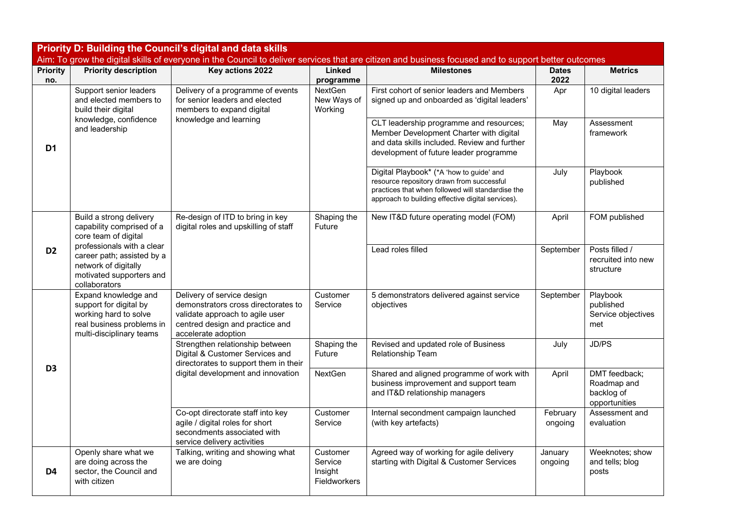| Priority D: Building the Council's digital and data skills | | | | | | |
|---|---|---|---|---|---|---|
| Aim: To grow the digital skills of everyone in the Council to deliver services that are citizen and business focused and to support better outcomes | | | | | | |
| **Priority no.** | **Priority description** | **Key actions 2022** | **Linked programme** | **Milestones** | **Dates 2022** | **Metrics** |
| **D1** | Support senior leaders and elected members to build their digital knowledge, confidence and leadership | Delivery of a programme of events for senior leaders and elected members to expand digital knowledge and learning | NextGen New Ways of Working | First cohort of senior leaders and Members signed up and onboarded as 'digital leaders' | Apr | 10 digital leaders |
| | | | | CLT leadership programme and resources; Member Development Charter with digital and data skills included. Review and further development of future leader programme | May | Assessment framework |
| | | | | Digital Playbook* (*A 'how to guide' and resource repository drawn from successful practices that when followed will standardise the approach to building effective digital services). | July | Playbook published |
| **D2** | Build a strong delivery capability comprised of a core team of digital professionals with a clear career path; assisted by a network of digitally motivated supporters and collaborators | Re-design of ITD to bring in key digital roles and upskilling of staff | Shaping the Future | New IT&D future operating model (FOM) | April | FOM published |
| | | | | Lead roles filled | September | Posts filled / recruited into new structure |
| **D3** | Expand knowledge and support for digital by working hard to solve real business problems in multi-disciplinary teams | Delivery of service design demonstrators cross directorates to validate approach to agile user centred design and practice and accelerate adoption | Customer Service | 5 demonstrators delivered against service objectives | September | Playbook published Service objectives met |
| | | Strengthen relationship between Digital & Customer Services and directorates to support them in their digital development and innovation | Shaping the Future | Revised and updated role of Business Relationship Team | July | JD/PS |
| | | | NextGen | Shared and aligned programme of work with business improvement and support team and IT&D relationship managers | April | DMT feedback; Roadmap and backlog of opportunities |
| | | Co-opt directorate staff into key agile / digital roles for short secondments associated with service delivery activities | Customer Service | Internal secondment campaign launched (with key artefacts) | February ongoing | Assessment and evaluation |
| **D4** | Openly share what we are doing across the sector, the Council and with citizen | Talking, writing and showing what we are doing | Customer Service Insight Fieldworkers | Agreed way of working for agile delivery starting with Digital & Customer Services | January ongoing | Weeknotes; show and tells; blog posts |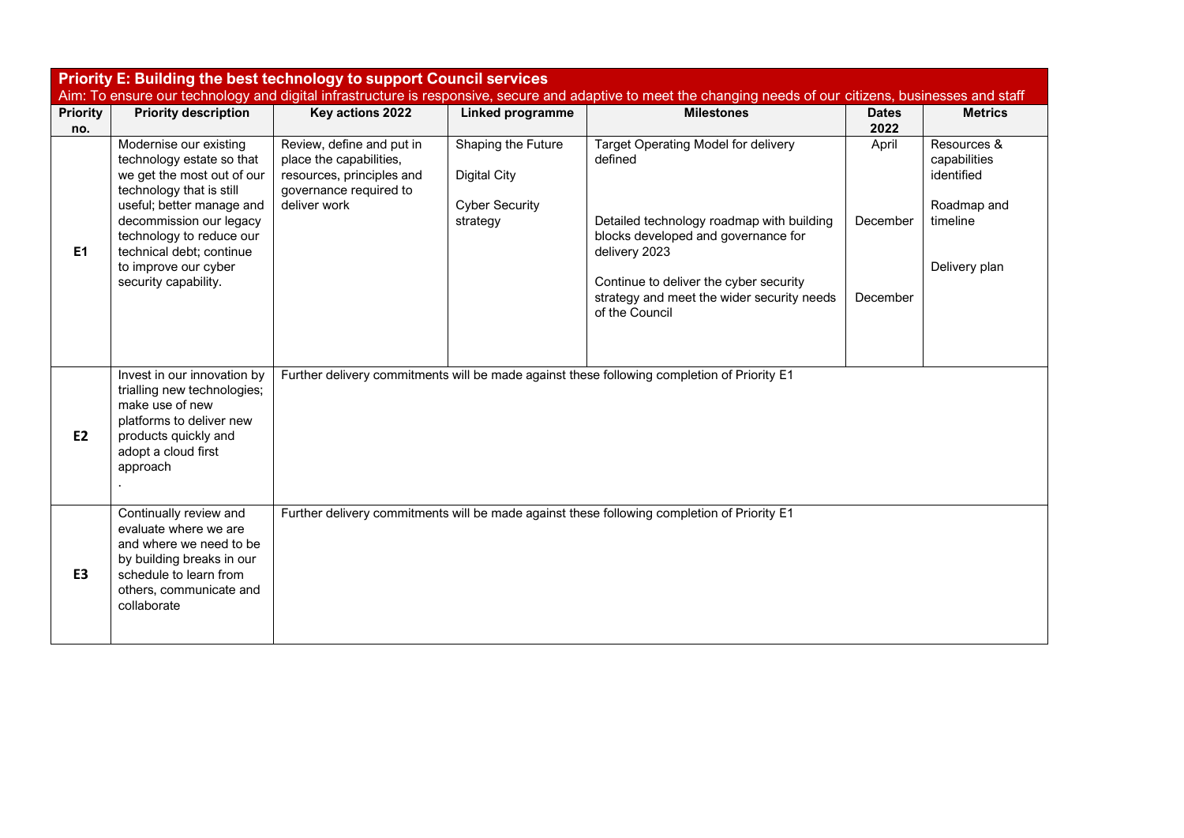## Priority E: Building the best technology to support Council services

Aim: To ensure our technology and digital infrastructure is responsive, secure and adaptive to meet the changing needs of our citizens, businesses and staff

| Priority no. | Priority description | Key actions 2022 | Linked programme | Milestones | Dates 2022 | Metrics |
|---|---|---|---|---|---|---|
| E1 | Modernise our existing technology estate so that we get the most out of our technology that is still useful; better manage and decommission our legacy technology to reduce our technical debt; continue to improve our cyber security capability. | Review, define and put in place the capabilities, resources, principles and governance required to deliver work | Shaping the Future<br><br>Digital City<br><br>Cyber Security strategy | Target Operating Model for delivery defined<br><br>Detailed technology roadmap with building blocks developed and governance for delivery 2023<br><br>Continue to deliver the cyber security strategy and meet the wider security needs of the Council | April<br><br>December<br><br>December | Resources & capabilities identified<br><br>Roadmap and timeline<br><br>Delivery plan |
| E2 | Invest in our innovation by trialling new technologies; make use of new platforms to deliver new products quickly and adopt a cloud first approach<br>. | Further delivery commitments will be made against these following completion of Priority E1 | | | | |
| E3 | Continually review and evaluate where we are and where we need to be by building breaks in our schedule to learn from others, communicate and collaborate | Further delivery commitments will be made against these following completion of Priority E1 | | | | |